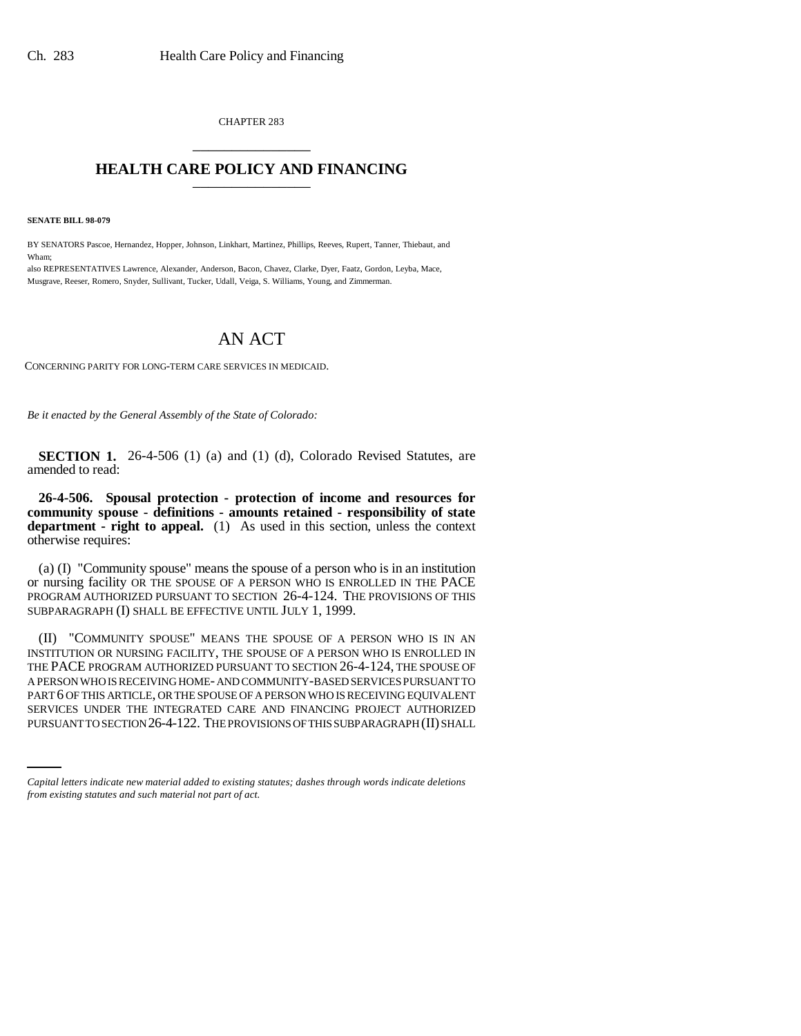CHAPTER 283

# HEALTH CARE POLICY AND FINANCING

**SENATE BILL 98-079**

BY SENATORS Pascoe, Hernandez, Hopper, Johnson, Linkhart, Martinez, Phillips, Reeves, Rupert, Tanner, Thiebaut, and Wham;

also REPRESENTATIVES Lawrence, Alexander, Anderson, Bacon, Chavez, Clarke, Dyer, Faatz, Gordon, Leyba, Mace, Musgrave, Reeser, Romero, Snyder, Sullivant, Tucker, Udall, Veiga, S. Williams, Young, and Zimmerman.

# AN ACT

CONCERNING PARITY FOR LONG-TERM CARE SERVICES IN MEDICAID.

*Be it enacted by the General Assembly of the State of Colorado:*

**SECTION 1.** 26-4-506 (1) (a) and (1) (d), Colorado Revised Statutes, are amended to read:

**26-4-506. Spousal protection - protection of income and resources for community spouse - definitions - amounts retained - responsibility of state department - right to appeal.** (1) As used in this section, unless the context otherwise requires:

(a) (I) "Community spouse" means the spouse of a person who is in an institution or nursing facility OR THE SPOUSE OF A PERSON WHO IS ENROLLED IN THE PACE PROGRAM AUTHORIZED PURSUANT TO SECTION 26-4-124. THE PROVISIONS OF THIS SUBPARAGRAPH (I) SHALL BE EFFECTIVE UNTIL JULY 1, 1999.

(II) "COMMUNITY SPOUSE" MEANS THE SPOUSE OF A PERSON WHO IS IN AN INSTITUTION OR NURSING FACILITY, THE SPOUSE OF A PERSON WHO IS ENROLLED IN THE PACE PROGRAM AUTHORIZED PURSUANT TO SECTION 26-4-124, THE SPOUSE OF A PERSON WHO IS RECEIVING HOME- AND COMMUNITY-BASED SERVICES PURSUANT TO PART 6 OF THIS ARTICLE, OR THE SPOUSE OF A PERSON WHO IS RECEIVING EQUIVALENT SERVICES UNDER THE INTEGRATED CARE AND FINANCING PROJECT AUTHORIZED PURSUANT TO SECTION 26-4-122. THE PROVISIONS OF THIS SUBPARAGRAPH (II) SHALL

*Capital letters indicate new material added to existing statutes; dashes through words indicate deletions from existing statutes and such material not part of act.*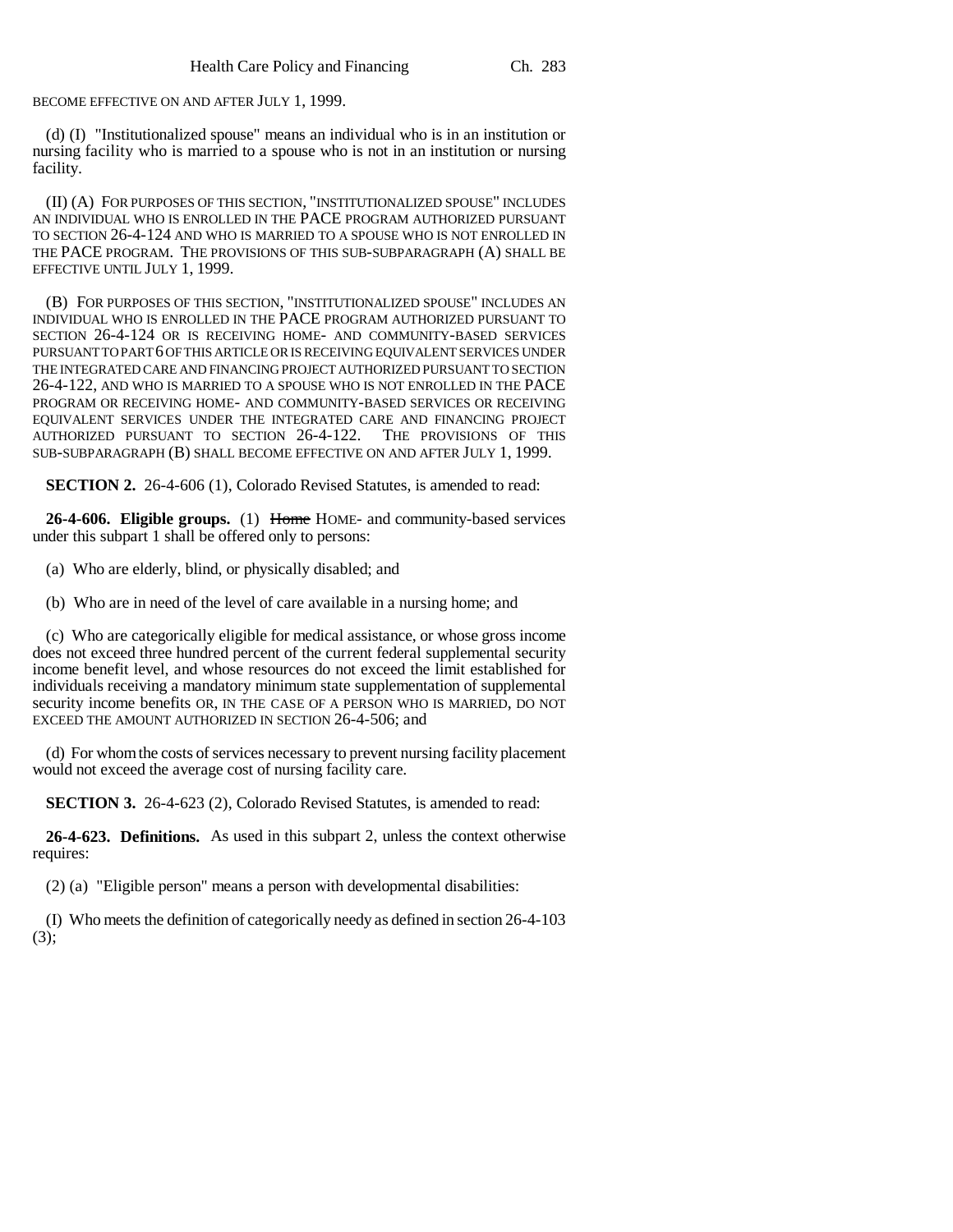BECOME EFFECTIVE ON AND AFTER JULY 1, 1999.

(d) (I) "Institutionalized spouse" means an individual who is in an institution or nursing facility who is married to a spouse who is not in an institution or nursing facility.

(II) (A) FOR PURPOSES OF THIS SECTION, "INSTITUTIONALIZED SPOUSE" INCLUDES AN INDIVIDUAL WHO IS ENROLLED IN THE PACE PROGRAM AUTHORIZED PURSUANT TO SECTION 26-4-124 AND WHO IS MARRIED TO A SPOUSE WHO IS NOT ENROLLED IN THE PACE PROGRAM. THE PROVISIONS OF THIS SUB-SUBPARAGRAPH (A) SHALL BE EFFECTIVE UNTIL JULY 1, 1999.

(B) FOR PURPOSES OF THIS SECTION, "INSTITUTIONALIZED SPOUSE" INCLUDES AN INDIVIDUAL WHO IS ENROLLED IN THE PACE PROGRAM AUTHORIZED PURSUANT TO SECTION 26-4-124 OR IS RECEIVING HOME- AND COMMUNITY-BASED SERVICES PURSUANT TO PART 6 OF THIS ARTICLE OR IS RECEIVING EQUIVALENT SERVICES UNDER THE INTEGRATED CARE AND FINANCING PROJECT AUTHORIZED PURSUANT TO SECTION 26-4-122, AND WHO IS MARRIED TO A SPOUSE WHO IS NOT ENROLLED IN THE PACE PROGRAM OR RECEIVING HOME- AND COMMUNITY-BASED SERVICES OR RECEIVING EQUIVALENT SERVICES UNDER THE INTEGRATED CARE AND FINANCING PROJECT AUTHORIZED PURSUANT TO SECTION 26-4-122. THE PROVISIONS OF THIS SUB-SUBPARAGRAPH (B) SHALL BECOME EFFECTIVE ON AND AFTER JULY 1, 1999.

**SECTION 2.** 26-4-606 (1), Colorado Revised Statutes, is amended to read:

**26-4-606. Eligible groups.** (1) ~~Home~~ HOME- and community-based services under this subpart 1 shall be offered only to persons:

(a) Who are elderly, blind, or physically disabled; and

(b) Who are in need of the level of care available in a nursing home; and

(c) Who are categorically eligible for medical assistance, or whose gross income does not exceed three hundred percent of the current federal supplemental security income benefit level, and whose resources do not exceed the limit established for individuals receiving a mandatory minimum state supplementation of supplemental security income benefits OR, IN THE CASE OF A PERSON WHO IS MARRIED, DO NOT EXCEED THE AMOUNT AUTHORIZED IN SECTION 26-4-506; and

(d) For whom the costs of services necessary to prevent nursing facility placement would not exceed the average cost of nursing facility care.

**SECTION 3.** 26-4-623 (2), Colorado Revised Statutes, is amended to read:

**26-4-623. Definitions.** As used in this subpart 2, unless the context otherwise requires:

(2) (a) "Eligible person" means a person with developmental disabilities:

(I) Who meets the definition of categorically needy as defined in section 26-4-103 (3);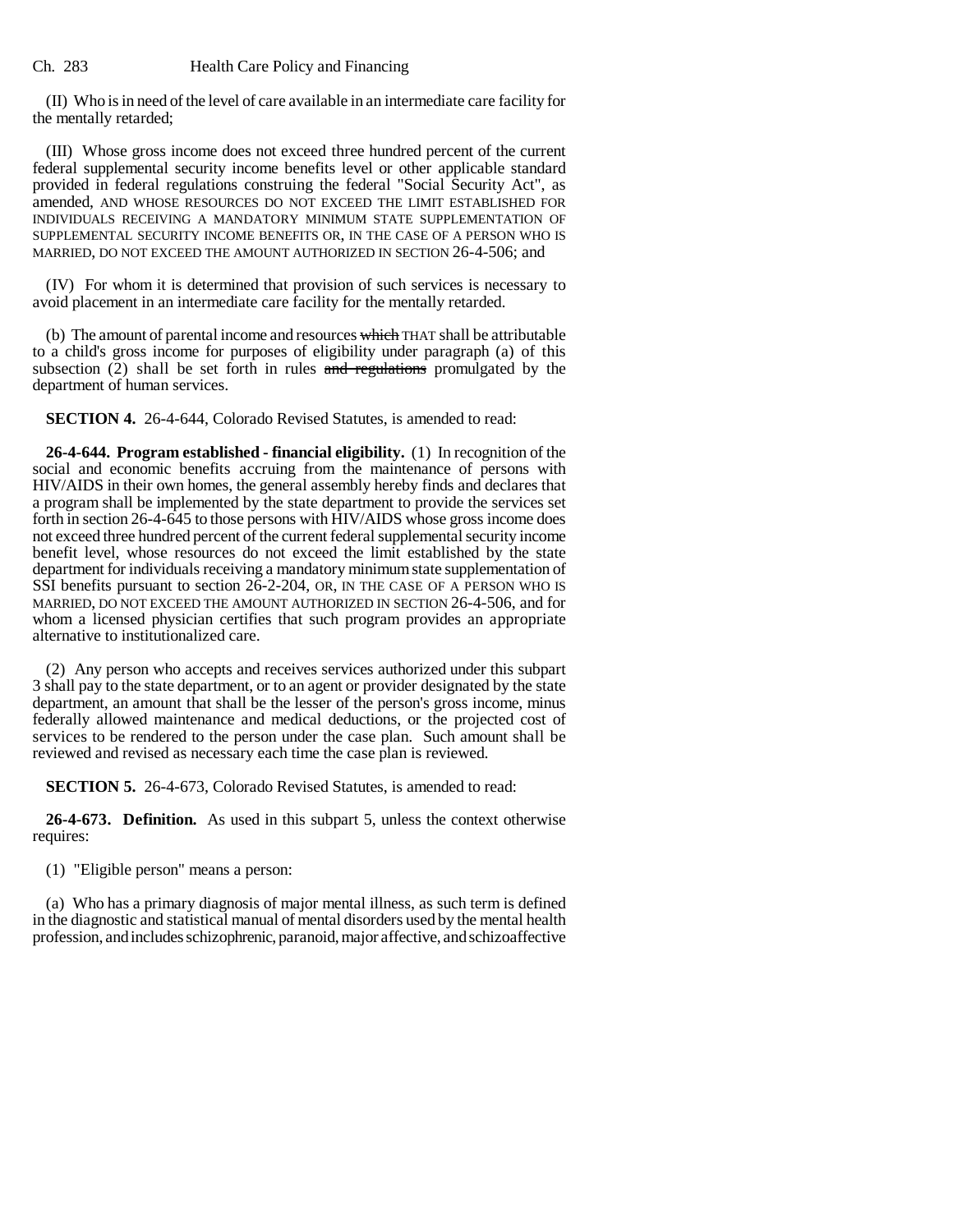(II) Who is in need of the level of care available in an intermediate care facility for the mentally retarded;

(III) Whose gross income does not exceed three hundred percent of the current federal supplemental security income benefits level or other applicable standard provided in federal regulations construing the federal "Social Security Act", as amended, AND WHOSE RESOURCES DO NOT EXCEED THE LIMIT ESTABLISHED FOR INDIVIDUALS RECEIVING A MANDATORY MINIMUM STATE SUPPLEMENTATION OF SUPPLEMENTAL SECURITY INCOME BENEFITS OR, IN THE CASE OF A PERSON WHO IS MARRIED, DO NOT EXCEED THE AMOUNT AUTHORIZED IN SECTION 26-4-506; and

(IV) For whom it is determined that provision of such services is necessary to avoid placement in an intermediate care facility for the mentally retarded.

(b) The amount of parental income and resources ~~which~~ THAT shall be attributable to a child's gross income for purposes of eligibility under paragraph (a) of this subsection (2) shall be set forth in rules ~~and regulations~~ promulgated by the department of human services.

**SECTION 4.** 26-4-644, Colorado Revised Statutes, is amended to read:

**26-4-644. Program established - financial eligibility.** (1) In recognition of the social and economic benefits accruing from the maintenance of persons with HIV/AIDS in their own homes, the general assembly hereby finds and declares that a program shall be implemented by the state department to provide the services set forth in section 26-4-645 to those persons with HIV/AIDS whose gross income does not exceed three hundred percent of the current federal supplemental security income benefit level, whose resources do not exceed the limit established by the state department for individuals receiving a mandatory minimum state supplementation of SSI benefits pursuant to section 26-2-204, OR, IN THE CASE OF A PERSON WHO IS MARRIED, DO NOT EXCEED THE AMOUNT AUTHORIZED IN SECTION 26-4-506, and for whom a licensed physician certifies that such program provides an appropriate alternative to institutionalized care.

(2) Any person who accepts and receives services authorized under this subpart 3 shall pay to the state department, or to an agent or provider designated by the state department, an amount that shall be the lesser of the person's gross income, minus federally allowed maintenance and medical deductions, or the projected cost of services to be rendered to the person under the case plan. Such amount shall be reviewed and revised as necessary each time the case plan is reviewed.

**SECTION 5.** 26-4-673, Colorado Revised Statutes, is amended to read:

**26-4-673. Definition.** As used in this subpart 5, unless the context otherwise requires:

(1) "Eligible person" means a person:

(a) Who has a primary diagnosis of major mental illness, as such term is defined in the diagnostic and statistical manual of mental disorders used by the mental health profession, and includes schizophrenic, paranoid, major affective, and schizoaffective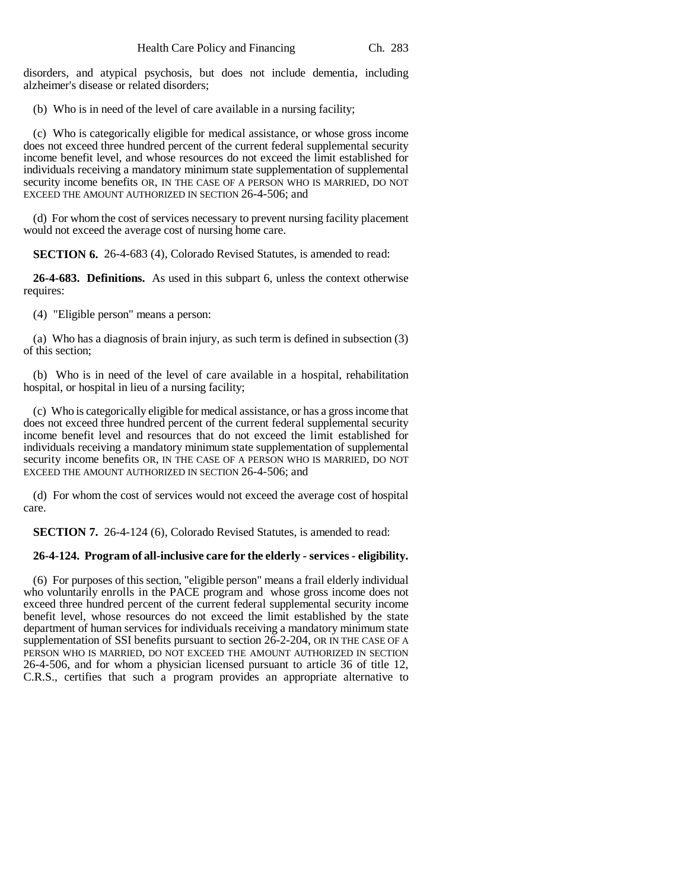disorders, and atypical psychosis, but does not include dementia, including alzheimer's disease or related disorders;

(b) Who is in need of the level of care available in a nursing facility;

(c) Who is categorically eligible for medical assistance, or whose gross income does not exceed three hundred percent of the current federal supplemental security income benefit level, and whose resources do not exceed the limit established for individuals receiving a mandatory minimum state supplementation of supplemental security income benefits OR, IN THE CASE OF A PERSON WHO IS MARRIED, DO NOT EXCEED THE AMOUNT AUTHORIZED IN SECTION 26-4-506; and

(d) For whom the cost of services necessary to prevent nursing facility placement would not exceed the average cost of nursing home care.

**SECTION 6.** 26-4-683 (4), Colorado Revised Statutes, is amended to read:

**26-4-683. Definitions.** As used in this subpart 6, unless the context otherwise requires:

(4) "Eligible person" means a person:

(a) Who has a diagnosis of brain injury, as such term is defined in subsection (3) of this section;

(b) Who is in need of the level of care available in a hospital, rehabilitation hospital, or hospital in lieu of a nursing facility;

(c) Who is categorically eligible for medical assistance, or has a gross income that does not exceed three hundred percent of the current federal supplemental security income benefit level and resources that do not exceed the limit established for individuals receiving a mandatory minimum state supplementation of supplemental security income benefits OR, IN THE CASE OF A PERSON WHO IS MARRIED, DO NOT EXCEED THE AMOUNT AUTHORIZED IN SECTION 26-4-506; and

(d) For whom the cost of services would not exceed the average cost of hospital care.

**SECTION 7.** 26-4-124 (6), Colorado Revised Statutes, is amended to read:

**26-4-124. Program of all-inclusive care for the elderly - services - eligibility.**

(6) For purposes of this section, "eligible person" means a frail elderly individual who voluntarily enrolls in the PACE program and whose gross income does not exceed three hundred percent of the current federal supplemental security income benefit level, whose resources do not exceed the limit established by the state department of human services for individuals receiving a mandatory minimum state supplementation of SSI benefits pursuant to section 26-2-204, OR IN THE CASE OF A PERSON WHO IS MARRIED, DO NOT EXCEED THE AMOUNT AUTHORIZED IN SECTION 26-4-506, and for whom a physician licensed pursuant to article 36 of title 12, C.R.S., certifies that such a program provides an appropriate alternative to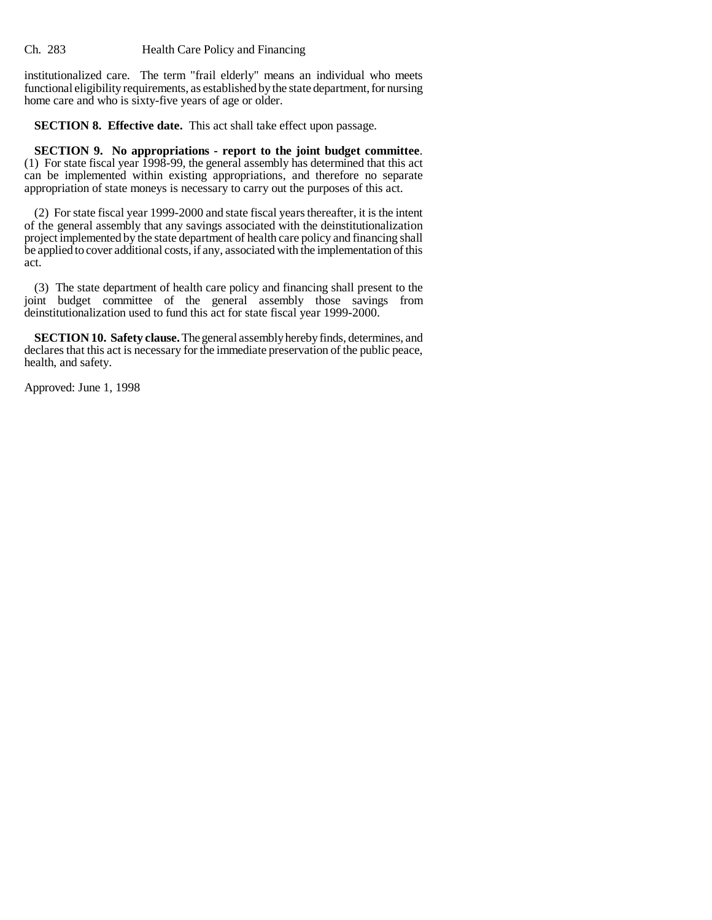institutionalized care. The term "frail elderly" means an individual who meets functional eligibility requirements, as established by the state department, for nursing home care and who is sixty-five years of age or older.

**SECTION 8. Effective date.** This act shall take effect upon passage.

**SECTION 9. No appropriations - report to the joint budget committee**. (1) For state fiscal year 1998-99, the general assembly has determined that this act can be implemented within existing appropriations, and therefore no separate appropriation of state moneys is necessary to carry out the purposes of this act.

(2) For state fiscal year 1999-2000 and state fiscal years thereafter, it is the intent of the general assembly that any savings associated with the deinstitutionalization project implemented by the state department of health care policy and financing shall be applied to cover additional costs, if any, associated with the implementation of this act.

(3) The state department of health care policy and financing shall present to the joint budget committee of the general assembly those savings from deinstitutionalization used to fund this act for state fiscal year 1999-2000.

**SECTION 10. Safety clause.** The general assembly hereby finds, determines, and declares that this act is necessary for the immediate preservation of the public peace, health, and safety.

Approved: June 1, 1998